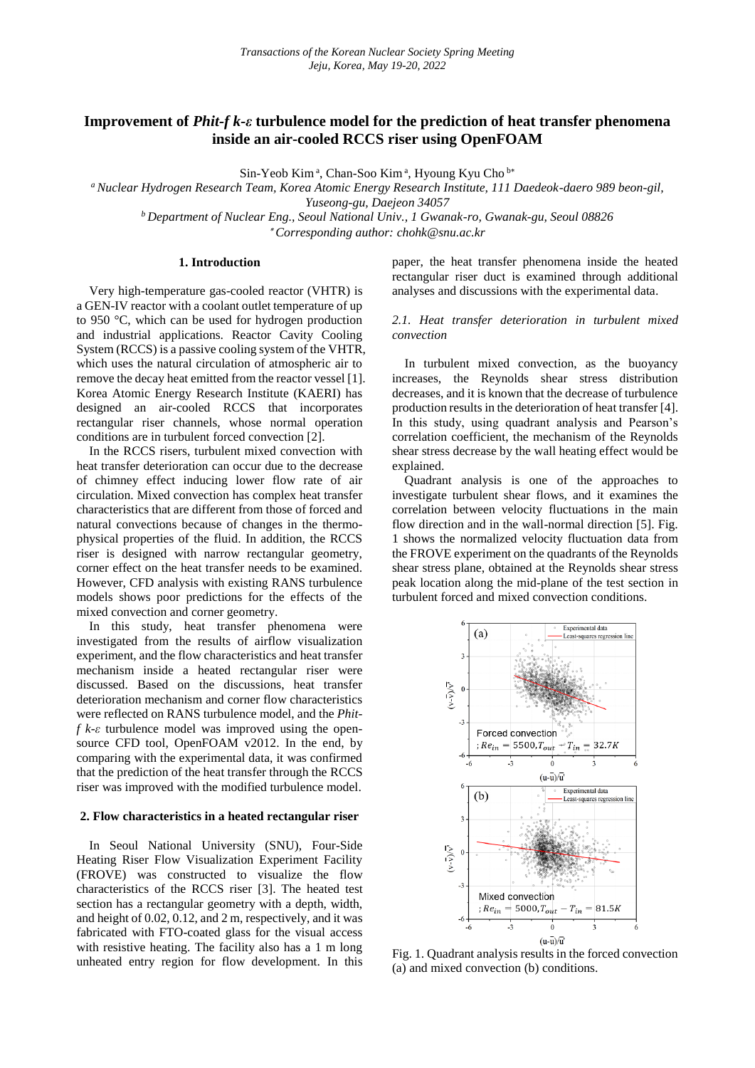# Improvement of *Phit-f k-ε* turbulence model for the prediction of heat transfer phenomena inside an air-cooled RCCS riser using OpenFOAM

Sin-Yeob Kim [a], Chan-Soo Kim [a], Hyoung Kyu Cho [b*]

[a] *Nuclear Hydrogen Research Team, Korea Atomic Energy Research Institute, 111 Daedeok-daero 989 beon-gil, Yuseong-gu, Daejeon 34057*

[b] *Department of Nuclear Eng., Seoul National Univ., 1 Gwanak-ro, Gwanak-gu, Seoul 08826*

[*] *Corresponding author: chohk@snu.ac.kr*

## 1. Introduction

Very high-temperature gas-cooled reactor (VHTR) is a GEN-IV reactor with a coolant outlet temperature of up to 950 °C, which can be used for hydrogen production and industrial applications. Reactor Cavity Cooling System (RCCS) is a passive cooling system of the VHTR, which uses the natural circulation of atmospheric air to remove the decay heat emitted from the reactor vessel [1]. Korea Atomic Energy Research Institute (KAERI) has designed an air-cooled RCCS that incorporates rectangular riser channels, whose normal operation conditions are in turbulent forced convection [2].

In the RCCS risers, turbulent mixed convection with heat transfer deterioration can occur due to the decrease of chimney effect inducing lower flow rate of air circulation. Mixed convection has complex heat transfer characteristics that are different from those of forced and natural convections because of changes in the thermo-physical properties of the fluid. In addition, the RCCS riser is designed with narrow rectangular geometry, corner effect on the heat transfer needs to be examined. However, CFD analysis with existing RANS turbulence models shows poor predictions for the effects of the mixed convection and corner geometry.

In this study, heat transfer phenomena were investigated from the results of airflow visualization experiment, and the flow characteristics and heat transfer mechanism inside a heated rectangular riser were discussed. Based on the discussions, heat transfer deterioration mechanism and corner flow characteristics were reflected on RANS turbulence model, and the *Phit-f k-ε* turbulence model was improved using the open-source CFD tool, OpenFOAM v2012. In the end, by comparing with the experimental data, it was confirmed that the prediction of the heat transfer through the RCCS riser was improved with the modified turbulence model.

## 2. Flow characteristics in a heated rectangular riser

In Seoul National University (SNU), Four-Side Heating Riser Flow Visualization Experiment Facility (FROVE) was constructed to visualize the flow characteristics of the RCCS riser [3]. The heated test section has a rectangular geometry with a depth, width, and height of 0.02, 0.12, and 2 m, respectively, and it was fabricated with FTO-coated glass for the visual access with resistive heating. The facility also has a 1 m long unheated entry region for flow development. In this paper, the heat transfer phenomena inside the heated rectangular riser duct is examined through additional analyses and discussions with the experimental data.

### *2.1. Heat transfer deterioration in turbulent mixed convection*

In turbulent mixed convection, as the buoyancy increases, the Reynolds shear stress distribution decreases, and it is known that the decrease of turbulence production results in the deterioration of heat transfer [4]. In this study, using quadrant analysis and Pearson's correlation coefficient, the mechanism of the Reynolds shear stress decrease by the wall heating effect would be explained.

Quadrant analysis is one of the approaches to investigate turbulent shear flows, and it examines the correlation between velocity fluctuations in the main flow direction and in the wall-normal direction [5]. Fig. 1 shows the normalized velocity fluctuation data from the FROVE experiment on the quadrants of the Reynolds shear stress plane, obtained at the Reynolds shear stress peak location along the mid-plane of the test section in turbulent forced and mixed convection conditions.

Fig. 1. Quadrant analysis results in the forced convection (a) and mixed convection (b) conditions.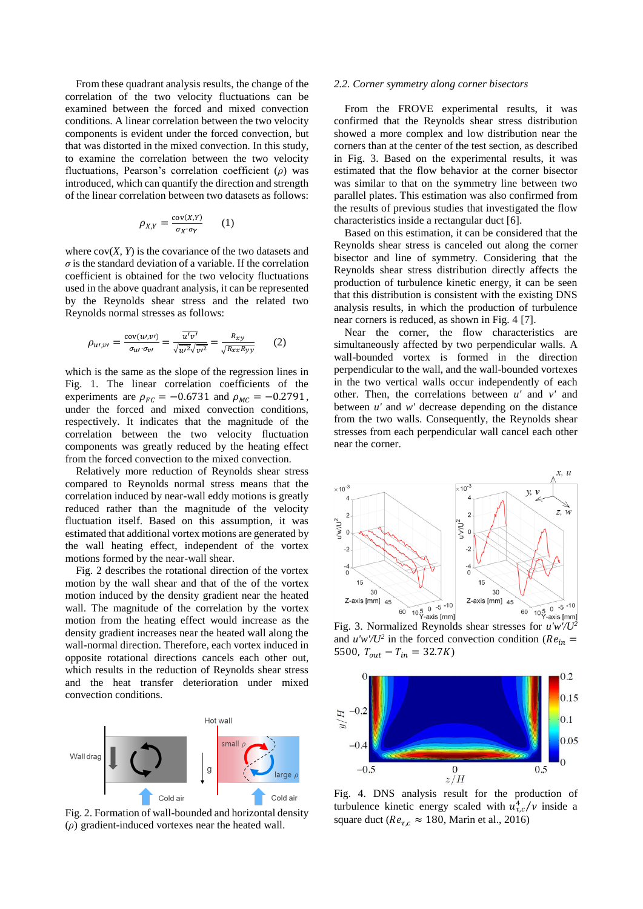From these quadrant analysis results, the change of the correlation of the two velocity fluctuations can be examined between the forced and mixed convection conditions. A linear correlation between the two velocity components is evident under the forced convection, but that was distorted in the mixed convection. In this study, to examine the correlation between the two velocity fluctuations, Pearson's correlation coefficient ($\rho$) was introduced, which can quantify the direction and strength of the linear correlation between two datasets as follows:

$$\rho_{X,Y} = \frac{\text{cov}(X,Y)}{\sigma_X \cdot \sigma_Y} \qquad (1)$$

where cov($X$, $Y$) is the covariance of the two datasets and $\sigma$ is the standard deviation of a variable. If the correlation coefficient is obtained for the two velocity fluctuations used in the above quadrant analysis, it can be represented by the Reynolds shear stress and the related two Reynolds normal stresses as follows:

$$\rho_{u\prime,v\prime} = \frac{\text{cov}(u\prime,v\prime)}{\sigma_{u\prime} \cdot \sigma_{v\prime}} = \frac{\overline{u'v'}}{\sqrt{\overline{u'^2}}\sqrt{\overline{v'^2}}} = \frac{R_{xy}}{\sqrt{R_{xx}R_{yy}}} \qquad (2)$$

which is the same as the slope of the regression lines in Fig. 1. The linear correlation coefficients of the experiments are $\rho_{FC} = -0.6731$ and $\rho_{MC} = -0.2791$, under the forced and mixed convection conditions, respectively. It indicates that the magnitude of the correlation between the two velocity fluctuation components was greatly reduced by the heating effect from the forced convection to the mixed convection.

Relatively more reduction of Reynolds shear stress compared to Reynolds normal stress means that the correlation induced by near-wall eddy motions is greatly reduced rather than the magnitude of the velocity fluctuation itself. Based on this assumption, it was estimated that additional vortex motions are generated by the wall heating effect, independent of the vortex motions formed by the near-wall shear.

Fig. 2 describes the rotational direction of the vortex motion by the wall shear and that of the of the vortex motion induced by the density gradient near the heated wall. The magnitude of the correlation by the vortex motion from the heating effect would increase as the density gradient increases near the heated wall along the wall-normal direction. Therefore, each vortex induced in opposite rotational directions cancels each other out, which results in the reduction of Reynolds shear stress and the heat transfer deterioration under mixed convection conditions.

Fig. 2. Formation of wall-bounded and horizontal density ($\rho$) gradient-induced vortexes near the heated wall.

*2.2. Corner symmetry along corner bisectors*

From the FROVE experimental results, it was confirmed that the Reynolds shear stress distribution showed a more complex and low distribution near the corners than at the center of the test section, as described in Fig. 3. Based on the experimental results, it was estimated that the flow behavior at the corner bisector was similar to that on the symmetry line between two parallel plates. This estimation was also confirmed from the results of previous studies that investigated the flow characteristics inside a rectangular duct [6].

Based on this estimation, it can be considered that the Reynolds shear stress is canceled out along the corner bisector and line of symmetry. Considering that the Reynolds shear stress distribution directly affects the production of turbulence kinetic energy, it can be seen that this distribution is consistent with the existing DNS analysis results, in which the production of turbulence near corners is reduced, as shown in Fig. 4 [7].

Near the corner, the flow characteristics are simultaneously affected by two perpendicular walls. A wall-bounded vortex is formed in the direction perpendicular to the wall, and the wall-bounded vortexes in the two vertical walls occur independently of each other. Then, the correlations between $u'$ and $v'$ and between $u'$ and $w'$ decrease depending on the distance from the two walls. Consequently, the Reynolds shear stresses from each perpendicular wall cancel each other near the corner.

Fig. 3. Normalized Reynolds shear stresses for $u'w'/U^2$ and $u'w'/U^2$ in the forced convection condition ($Re_{in}$ = 5500, $T_{out} - T_{in}$ = 32.7$K$)

Fig. 4. DNS analysis result for the production of turbulence kinetic energy scaled with $u_{\tau,c}^4/\nu$ inside a square duct ($Re_{\tau,c} \approx 180$, Marin et al., 2016)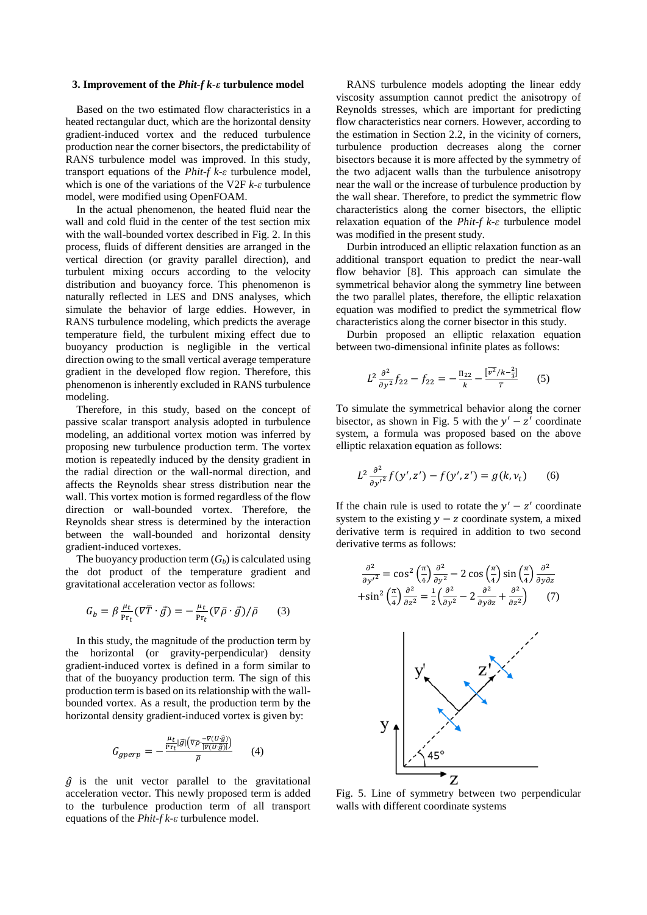### 3. Improvement of the *Phit-f k-ε* turbulence model

Based on the two estimated flow characteristics in a heated rectangular duct, which are the horizontal density gradient-induced vortex and the reduced turbulence production near the corner bisectors, the predictability of RANS turbulence model was improved. In this study, transport equations of the *Phit-f k-ε* turbulence model, which is one of the variations of the V2F *k-ε* turbulence model, were modified using OpenFOAM.

In the actual phenomenon, the heated fluid near the wall and cold fluid in the center of the test section mix with the wall-bounded vortex described in Fig. 2. In this process, fluids of different densities are arranged in the vertical direction (or gravity parallel direction), and turbulent mixing occurs according to the velocity distribution and buoyancy force. This phenomenon is naturally reflected in LES and DNS analyses, which simulate the behavior of large eddies. However, in RANS turbulence modeling, which predicts the average temperature field, the turbulent mixing effect due to buoyancy production is negligible in the vertical direction owing to the small vertical average temperature gradient in the developed flow region. Therefore, this phenomenon is inherently excluded in RANS turbulence modeling.

Therefore, in this study, based on the concept of passive scalar transport analysis adopted in turbulence modeling, an additional vortex motion was inferred by proposing new turbulence production term. The vortex motion is repeatedly induced by the density gradient in the radial direction or the wall-normal direction, and affects the Reynolds shear stress distribution near the wall. This vortex motion is formed regardless of the flow direction or wall-bounded vortex. Therefore, the Reynolds shear stress is determined by the interaction between the wall-bounded and horizontal density gradient-induced vortexes.

The buoyancy production term ($G_b$) is calculated using the dot product of the temperature gradient and gravitational acceleration vector as follows:

$$G_b = \beta \frac{\mu_t}{\mathrm{Pr}_t}(\nabla \bar{T} \cdot \vec{g}) = -\frac{\mu_t}{\mathrm{Pr}_t}(\nabla \bar{\rho} \cdot \vec{g})/\bar{\rho} \qquad (3)$$

In this study, the magnitude of the production term by the horizontal (or gravity-perpendicular) density gradient-induced vortex is defined in a form similar to that of the buoyancy production term. The sign of this production term is based on its relationship with the wall-bounded vortex. As a result, the production term by the horizontal density gradient-induced vortex is given by:

$$G_{gperp} = -\frac{\frac{\mu_t}{\mathrm{Pr}_t}|\vec{g}|\left(\nabla \bar{\rho} \cdot \frac{-\nabla(U \cdot \hat{g})}{|\nabla(U \cdot \hat{g})|}\right)}{\bar{\rho}} \qquad (4)$$

$\hat{g}$ is the unit vector parallel to the gravitational acceleration vector. This newly proposed term is added to the turbulence production term of all transport equations of the *Phit-f k-ε* turbulence model.

RANS turbulence models adopting the linear eddy viscosity assumption cannot predict the anisotropy of Reynolds stresses, which are important for predicting flow characteristics near corners. However, according to the estimation in Section 2.2, in the vicinity of corners, turbulence production decreases along the corner bisectors because it is more affected by the symmetry of the two adjacent walls than the turbulence anisotropy near the wall or the increase of turbulence production by the wall shear. Therefore, to predict the symmetric flow characteristics along the corner bisectors, the elliptic relaxation equation of the *Phit-f k-ε* turbulence model was modified in the present study.

Durbin introduced an elliptic relaxation function as an additional transport equation to predict the near-wall flow behavior [8]. This approach can simulate the symmetrical behavior along the symmetry line between the two parallel plates, therefore, the elliptic relaxation equation was modified to predict the symmetrical flow characteristics along the corner bisector in this study.

Durbin proposed an elliptic relaxation equation between two-dimensional infinite plates as follows:

$$L^2 \frac{\partial^2}{\partial y^2} f_{22} - f_{22} = -\frac{\Pi_{22}}{k} - \frac{\left[\overline{v^2}/k - \frac{2}{3}\right]}{T} \qquad (5)$$

To simulate the symmetrical behavior along the corner bisector, as shown in Fig. 5 with the $y' - z'$ coordinate system, a formula was proposed based on the above elliptic relaxation equation as follows:

$$L^2 \frac{\partial^2}{\partial y'^2} f(y', z') - f(y', z') = g(k, \nu_t) \qquad (6)$$

If the chain rule is used to rotate the $y' - z'$ coordinate system to the existing $y - z$ coordinate system, a mixed derivative term is required in addition to two second derivative terms as follows:

$$\frac{\partial^2}{\partial y'^2} = \cos^2\left(\frac{\pi}{4}\right)\frac{\partial^2}{\partial y^2} - 2\cos\left(\frac{\pi}{4}\right)\sin\left(\frac{\pi}{4}\right)\frac{\partial^2}{\partial y \partial z} + \sin^2\left(\frac{\pi}{4}\right)\frac{\partial^2}{\partial z^2} = \frac{1}{2}\left(\frac{\partial^2}{\partial y^2} - 2\frac{\partial^2}{\partial y \partial z} + \frac{\partial^2}{\partial z^2}\right) \qquad (7)$$

Fig. 5. Line of symmetry between two perpendicular walls with different coordinate systems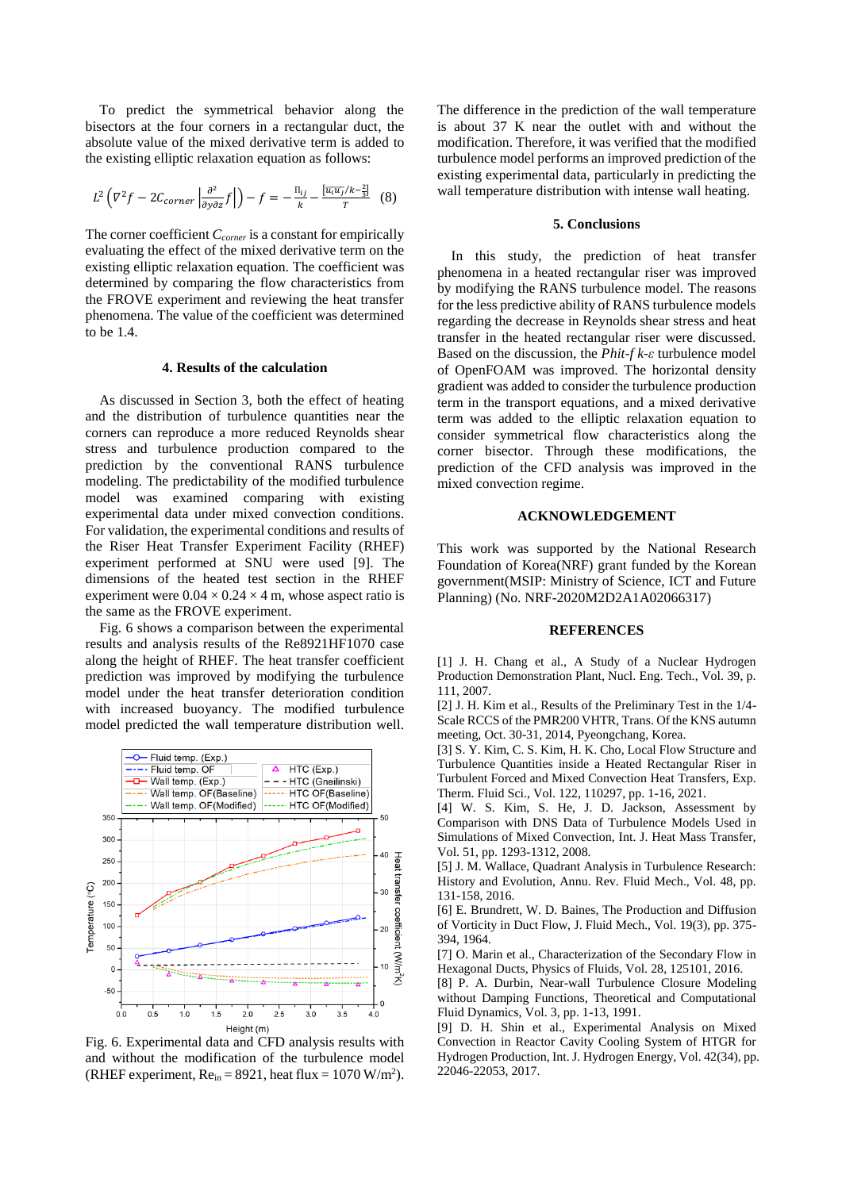To predict the symmetrical behavior along the bisectors at the four corners in a rectangular duct, the absolute value of the mixed derivative term is added to the existing elliptic relaxation equation as follows:

$$L^2\left(\nabla^2 f - 2C_{corner}\left|\frac{\partial^2}{\partial y \partial z}f\right|\right) - f = -\frac{\Pi_{ij}}{k} - \frac{\left[\overline{u_i u_j}/k - \frac{2}{3}\right]}{T} \quad (8)$$

The corner coefficient $C_{corner}$ is a constant for empirically evaluating the effect of the mixed derivative term on the existing elliptic relaxation equation. The coefficient was determined by comparing the flow characteristics from the FROVE experiment and reviewing the heat transfer phenomena. The value of the coefficient was determined to be 1.4.

## 4. Results of the calculation

As discussed in Section 3, both the effect of heating and the distribution of turbulence quantities near the corners can reproduce a more reduced Reynolds shear stress and turbulence production compared to the prediction by the conventional RANS turbulence modeling. The predictability of the modified turbulence model was examined comparing with existing experimental data under mixed convection conditions. For validation, the experimental conditions and results of the Riser Heat Transfer Experiment Facility (RHEF) experiment performed at SNU were used [9]. The dimensions of the heated test section in the RHEF experiment were 0.04 × 0.24 × 4 m, whose aspect ratio is the same as the FROVE experiment.

Fig. 6 shows a comparison between the experimental results and analysis results of the Re8921HF1070 case along the height of RHEF. The heat transfer coefficient prediction was improved by modifying the turbulence model under the heat transfer deterioration condition with increased buoyancy. The modified turbulence model predicted the wall temperature distribution well.

Fluid temp. (Exp.)
Fluid temp. OF
Wall temp. (Exp.)
Wall temp. OF(Baseline)
Wall temp. OF(Modified)
HTC (Exp.)
HTC (Gneilinski)
HTC OF(Baseline)
HTC OF(Modified)

Temperature (°C)
350
300
250
200
150
100
50
0
-50

Heat transfer coefficient (W/m²K)
50
40
30
20
10
0

Height (m)
0.0 0.5 1.0 1.5 2.0 2.5 3.0 3.5 4.0

Fig. 6. Experimental data and CFD analysis results with and without the modification of the turbulence model (RHEF experiment, $Re_{in}$ = 8921, heat flux = 1070 W/m$^2$).

The difference in the prediction of the wall temperature is about 37 K near the outlet with and without the modification. Therefore, it was verified that the modified turbulence model performs an improved prediction of the existing experimental data, particularly in predicting the wall temperature distribution with intense wall heating.

## 5. Conclusions

In this study, the prediction of heat transfer phenomena in a heated rectangular riser was improved by modifying the RANS turbulence model. The reasons for the less predictive ability of RANS turbulence models regarding the decrease in Reynolds shear stress and heat transfer in the heated rectangular riser were discussed. Based on the discussion, the *Phit-f k-ε* turbulence model of OpenFOAM was improved. The horizontal density gradient was added to consider the turbulence production term in the transport equations, and a mixed derivative term was added to the elliptic relaxation equation to consider symmetrical flow characteristics along the corner bisector. Through these modifications, the prediction of the CFD analysis was improved in the mixed convection regime.

## ACKNOWLEDGEMENT

This work was supported by the National Research Foundation of Korea(NRF) grant funded by the Korean government(MSIP: Ministry of Science, ICT and Future Planning) (No. NRF-2020M2D2A1A02066317)

## REFERENCES

[1] J. H. Chang et al., A Study of a Nuclear Hydrogen Production Demonstration Plant, Nucl. Eng. Tech., Vol. 39, p. 111, 2007.

[2] J. H. Kim et al., Results of the Preliminary Test in the 1/4-Scale RCCS of the PMR200 VHTR, Trans. Of the KNS autumn meeting, Oct. 30-31, 2014, Pyeongchang, Korea.

[3] S. Y. Kim, C. S. Kim, H. K. Cho, Local Flow Structure and Turbulence Quantities inside a Heated Rectangular Riser in Turbulent Forced and Mixed Convection Heat Transfers, Exp. Therm. Fluid Sci., Vol. 122, 110297, pp. 1-16, 2021.

[4] W. S. Kim, S. He, J. D. Jackson, Assessment by Comparison with DNS Data of Turbulence Models Used in Simulations of Mixed Convection, Int. J. Heat Mass Transfer, Vol. 51, pp. 1293-1312, 2008.

[5] J. M. Wallace, Quadrant Analysis in Turbulence Research: History and Evolution, Annu. Rev. Fluid Mech., Vol. 48, pp. 131-158, 2016.

[6] E. Brundrett, W. D. Baines, The Production and Diffusion of Vorticity in Duct Flow, J. Fluid Mech., Vol. 19(3), pp. 375-394, 1964.

[7] O. Marin et al., Characterization of the Secondary Flow in Hexagonal Ducts, Physics of Fluids, Vol. 28, 125101, 2016.

[8] P. A. Durbin, Near-wall Turbulence Closure Modeling without Damping Functions, Theoretical and Computational Fluid Dynamics, Vol. 3, pp. 1-13, 1991.

[9] D. H. Shin et al., Experimental Analysis on Mixed Convection in Reactor Cavity Cooling System of HTGR for Hydrogen Production, Int. J. Hydrogen Energy, Vol. 42(34), pp. 22046-22053, 2017.